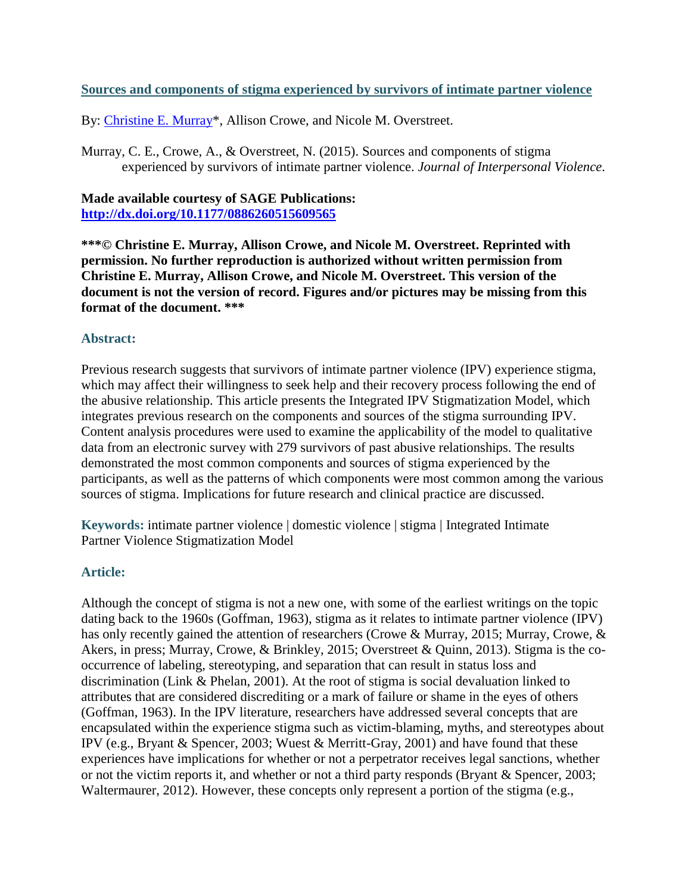## [Sources and components of stigma experienced by survivors of intimate partner violence](http://dx.doi.org/10.1177/0886260515609565)

By: [Christine E. Murray](#)*, Allison Crowe, and Nicole M. Overstreet.

Murray, C. E., Crowe, A., & Overstreet, N. (2015). Sources and components of stigma experienced by survivors of intimate partner violence. *Journal of Interpersonal Violence*.

**Made available courtesy of SAGE Publications: [http://dx.doi.org/10.1177/0886260515609565](http://dx.doi.org/10.1177/0886260515609565)**

**\*\*\*© Christine E. Murray, Allison Crowe, and Nicole M. Overstreet. Reprinted with permission. No further reproduction is authorized without written permission from Christine E. Murray, Allison Crowe, and Nicole M. Overstreet. This version of the document is not the version of record. Figures and/or pictures may be missing from this format of the document. \*\*\***

### Abstract:

Previous research suggests that survivors of intimate partner violence (IPV) experience stigma, which may affect their willingness to seek help and their recovery process following the end of the abusive relationship. This article presents the Integrated IPV Stigmatization Model, which integrates previous research on the components and sources of the stigma surrounding IPV. Content analysis procedures were used to examine the applicability of the model to qualitative data from an electronic survey with 279 survivors of past abusive relationships. The results demonstrated the most common components and sources of stigma experienced by the participants, as well as the patterns of which components were most common among the various sources of stigma. Implications for future research and clinical practice are discussed.

**Keywords:** intimate partner violence | domestic violence | stigma | Integrated Intimate Partner Violence Stigmatization Model

### Article:

Although the concept of stigma is not a new one, with some of the earliest writings on the topic dating back to the 1960s (Goffman, 1963), stigma as it relates to intimate partner violence (IPV) has only recently gained the attention of researchers (Crowe & Murray, 2015; Murray, Crowe, & Akers, in press; Murray, Crowe, & Brinkley, 2015; Overstreet & Quinn, 2013). Stigma is the co-occurrence of labeling, stereotyping, and separation that can result in status loss and discrimination (Link & Phelan, 2001). At the root of stigma is social devaluation linked to attributes that are considered discrediting or a mark of failure or shame in the eyes of others (Goffman, 1963). In the IPV literature, researchers have addressed several concepts that are encapsulated within the experience stigma such as victim-blaming, myths, and stereotypes about IPV (e.g., Bryant & Spencer, 2003; Wuest & Merritt-Gray, 2001) and have found that these experiences have implications for whether or not a perpetrator receives legal sanctions, whether or not the victim reports it, and whether or not a third party responds (Bryant & Spencer, 2003; Waltermaurer, 2012). However, these concepts only represent a portion of the stigma (e.g.,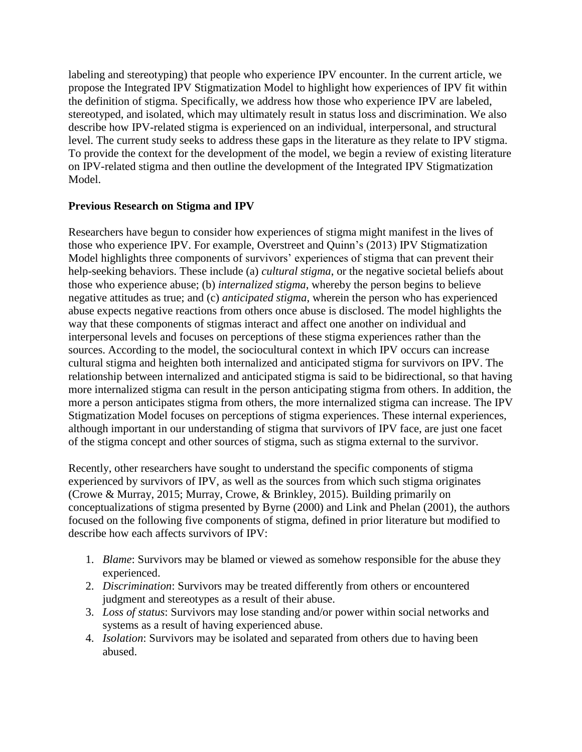labeling and stereotyping) that people who experience IPV encounter. In the current article, we propose the Integrated IPV Stigmatization Model to highlight how experiences of IPV fit within the definition of stigma. Specifically, we address how those who experience IPV are labeled, stereotyped, and isolated, which may ultimately result in status loss and discrimination. We also describe how IPV-related stigma is experienced on an individual, interpersonal, and structural level. The current study seeks to address these gaps in the literature as they relate to IPV stigma. To provide the context for the development of the model, we begin a review of existing literature on IPV-related stigma and then outline the development of the Integrated IPV Stigmatization Model.

## Previous Research on Stigma and IPV

Researchers have begun to consider how experiences of stigma might manifest in the lives of those who experience IPV. For example, Overstreet and Quinn's (2013) IPV Stigmatization Model highlights three components of survivors' experiences of stigma that can prevent their help-seeking behaviors. These include (a) *cultural stigma*, or the negative societal beliefs about those who experience abuse; (b) *internalized stigma*, whereby the person begins to believe negative attitudes as true; and (c) *anticipated stigma*, wherein the person who has experienced abuse expects negative reactions from others once abuse is disclosed. The model highlights the way that these components of stigmas interact and affect one another on individual and interpersonal levels and focuses on perceptions of these stigma experiences rather than the sources. According to the model, the sociocultural context in which IPV occurs can increase cultural stigma and heighten both internalized and anticipated stigma for survivors on IPV. The relationship between internalized and anticipated stigma is said to be bidirectional, so that having more internalized stigma can result in the person anticipating stigma from others. In addition, the more a person anticipates stigma from others, the more internalized stigma can increase. The IPV Stigmatization Model focuses on perceptions of stigma experiences. These internal experiences, although important in our understanding of stigma that survivors of IPV face, are just one facet of the stigma concept and other sources of stigma, such as stigma external to the survivor.

Recently, other researchers have sought to understand the specific components of stigma experienced by survivors of IPV, as well as the sources from which such stigma originates (Crowe & Murray, 2015; Murray, Crowe, & Brinkley, 2015). Building primarily on conceptualizations of stigma presented by Byrne (2000) and Link and Phelan (2001), the authors focused on the following five components of stigma, defined in prior literature but modified to describe how each affects survivors of IPV:

1. *Blame*: Survivors may be blamed or viewed as somehow responsible for the abuse they experienced.
2. *Discrimination*: Survivors may be treated differently from others or encountered judgment and stereotypes as a result of their abuse.
3. *Loss of status*: Survivors may lose standing and/or power within social networks and systems as a result of having experienced abuse.
4. *Isolation*: Survivors may be isolated and separated from others due to having been abused.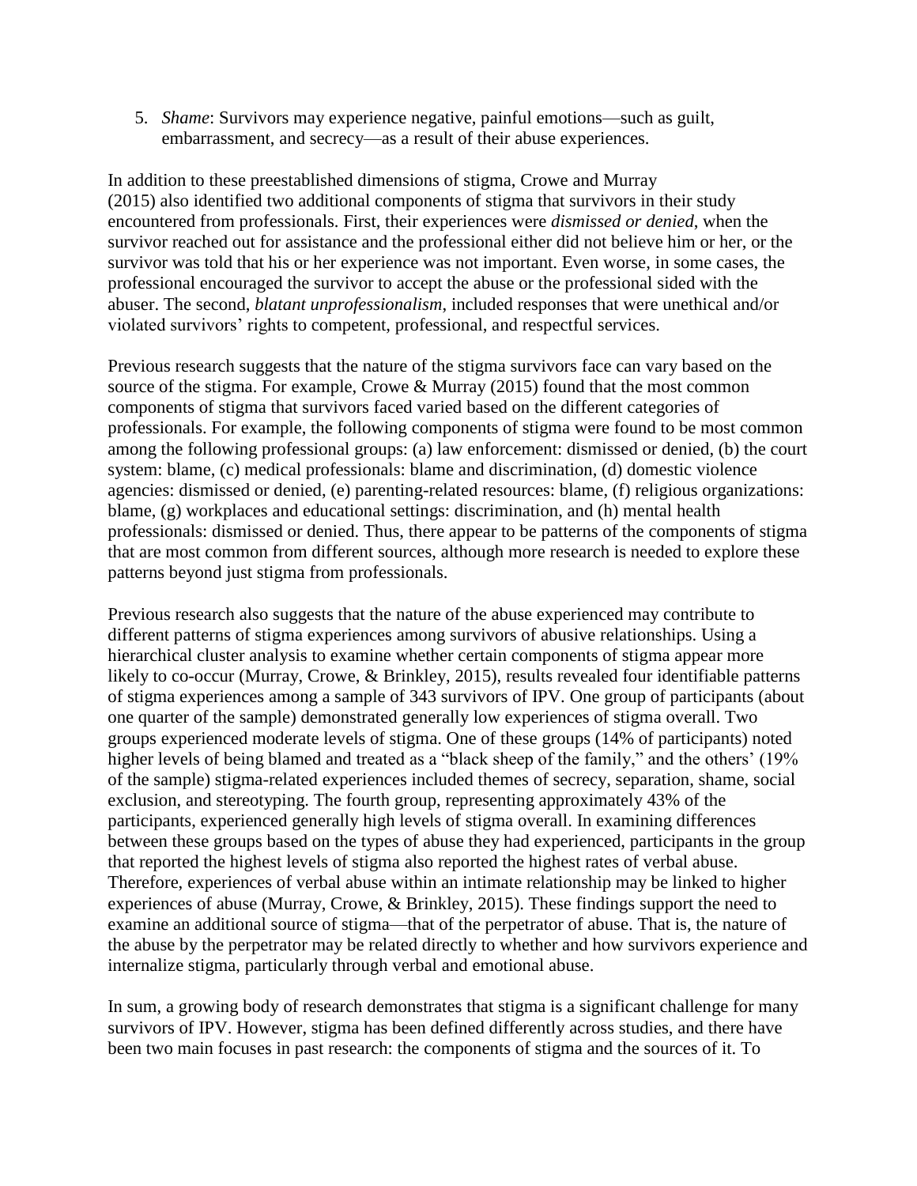5. *Shame*: Survivors may experience negative, painful emotions—such as guilt, embarrassment, and secrecy—as a result of their abuse experiences.

In addition to these preestablished dimensions of stigma, Crowe and Murray (2015) also identified two additional components of stigma that survivors in their study encountered from professionals. First, their experiences were *dismissed or denied*, when the survivor reached out for assistance and the professional either did not believe him or her, or the survivor was told that his or her experience was not important. Even worse, in some cases, the professional encouraged the survivor to accept the abuse or the professional sided with the abuser. The second, *blatant unprofessionalism*, included responses that were unethical and/or violated survivors' rights to competent, professional, and respectful services.

Previous research suggests that the nature of the stigma survivors face can vary based on the source of the stigma. For example, Crowe & Murray (2015) found that the most common components of stigma that survivors faced varied based on the different categories of professionals. For example, the following components of stigma were found to be most common among the following professional groups: (a) law enforcement: dismissed or denied, (b) the court system: blame, (c) medical professionals: blame and discrimination, (d) domestic violence agencies: dismissed or denied, (e) parenting-related resources: blame, (f) religious organizations: blame, (g) workplaces and educational settings: discrimination, and (h) mental health professionals: dismissed or denied. Thus, there appear to be patterns of the components of stigma that are most common from different sources, although more research is needed to explore these patterns beyond just stigma from professionals.

Previous research also suggests that the nature of the abuse experienced may contribute to different patterns of stigma experiences among survivors of abusive relationships. Using a hierarchical cluster analysis to examine whether certain components of stigma appear more likely to co-occur (Murray, Crowe, & Brinkley, 2015), results revealed four identifiable patterns of stigma experiences among a sample of 343 survivors of IPV. One group of participants (about one quarter of the sample) demonstrated generally low experiences of stigma overall. Two groups experienced moderate levels of stigma. One of these groups (14% of participants) noted higher levels of being blamed and treated as a "black sheep of the family," and the others' (19% of the sample) stigma-related experiences included themes of secrecy, separation, shame, social exclusion, and stereotyping. The fourth group, representing approximately 43% of the participants, experienced generally high levels of stigma overall. In examining differences between these groups based on the types of abuse they had experienced, participants in the group that reported the highest levels of stigma also reported the highest rates of verbal abuse. Therefore, experiences of verbal abuse within an intimate relationship may be linked to higher experiences of abuse (Murray, Crowe, & Brinkley, 2015). These findings support the need to examine an additional source of stigma—that of the perpetrator of abuse. That is, the nature of the abuse by the perpetrator may be related directly to whether and how survivors experience and internalize stigma, particularly through verbal and emotional abuse.

In sum, a growing body of research demonstrates that stigma is a significant challenge for many survivors of IPV. However, stigma has been defined differently across studies, and there have been two main focuses in past research: the components of stigma and the sources of it. To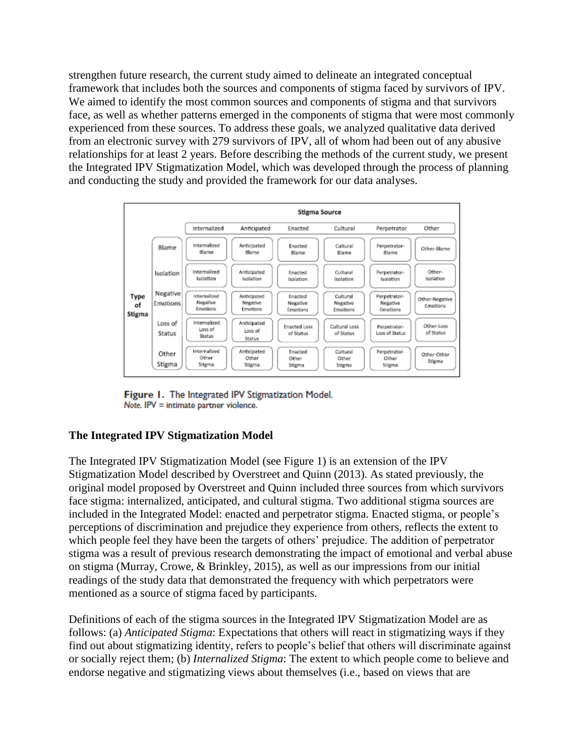strengthen future research, the current study aimed to delineate an integrated conceptual framework that includes both the sources and components of stigma faced by survivors of IPV. We aimed to identify the most common sources and components of stigma and that survivors face, as well as whether patterns emerged in the components of stigma that were most commonly experienced from these sources. To address these goals, we analyzed qualitative data derived from an electronic survey with 279 survivors of IPV, all of whom had been out of any abusive relationships for at least 2 years. Before describing the methods of the current study, we present the Integrated IPV Stigmatization Model, which was developed through the process of planning and conducting the study and provided the framework for our data analyses.

| | | Stigma Source | | | | | |
|---|---|---|---|---|---|---|---|
| | | Internalized | Anticipated | Enacted | Cultural | Perpetrator | Other |
| Type of Stigma | Blame | Internalized Blame | Anticipated Blame | Enacted Blame | Cultural Blame | Perpetrator-Blame | Other-Blame |
| | Isolation | Internalized Isolation | Anticipated Isolation | Enacted Isolation | Cultural Isolation | Perpetrator-Isolation | Other-Isolation |
| | Negative Emotions | Internalized Negative Emotions | Anticipated Negative Emotions | Enacted Negative Emotions | Cultural Negative Emotions | Perpetrator-Negative Emotions | Other-Negative Emotions |
| | Loss of Status | Internalized Loss of Status | Anticipated Loss of Status | Enacted Loss of Status | Cultural Loss of Status | Perpetrator-Loss of Status | Other-Loss of Status |
| | Other Stigma | Internalized Other Stigma | Anticipated Other Stigma | Enacted Other Stigma | Cultural Other Stigma | Perpetrator-Other Stigma | Other-Other Stigma |

**Figure 1.** The Integrated IPV Stigmatization Model.
*Note.* IPV = intimate partner violence.

### The Integrated IPV Stigmatization Model

The Integrated IPV Stigmatization Model (see Figure 1) is an extension of the IPV Stigmatization Model described by Overstreet and Quinn (2013). As stated previously, the original model proposed by Overstreet and Quinn included three sources from which survivors face stigma: internalized, anticipated, and cultural stigma. Two additional stigma sources are included in the Integrated Model: enacted and perpetrator stigma. Enacted stigma, or people's perceptions of discrimination and prejudice they experience from others, reflects the extent to which people feel they have been the targets of others' prejudice. The addition of perpetrator stigma was a result of previous research demonstrating the impact of emotional and verbal abuse on stigma (Murray, Crowe, & Brinkley, 2015), as well as our impressions from our initial readings of the study data that demonstrated the frequency with which perpetrators were mentioned as a source of stigma faced by participants.

Definitions of each of the stigma sources in the Integrated IPV Stigmatization Model are as follows: (a) *Anticipated Stigma*: Expectations that others will react in stigmatizing ways if they find out about stigmatizing identity, refers to people's belief that others will discriminate against or socially reject them; (b) *Internalized Stigma*: The extent to which people come to believe and endorse negative and stigmatizing views about themselves (i.e., based on views that are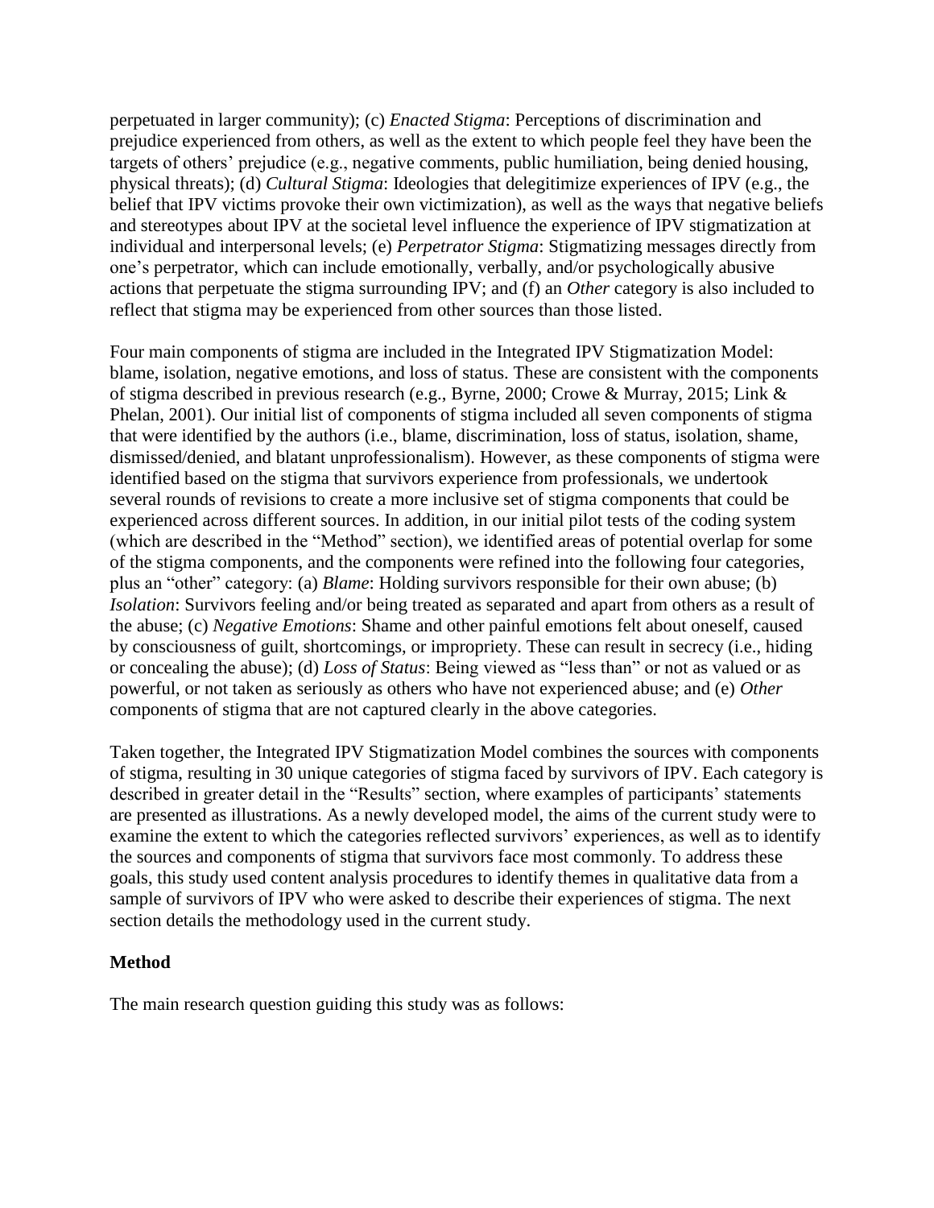perpetuated in larger community); (c) *Enacted Stigma*: Perceptions of discrimination and prejudice experienced from others, as well as the extent to which people feel they have been the targets of others' prejudice (e.g., negative comments, public humiliation, being denied housing, physical threats); (d) *Cultural Stigma*: Ideologies that delegitimize experiences of IPV (e.g., the belief that IPV victims provoke their own victimization), as well as the ways that negative beliefs and stereotypes about IPV at the societal level influence the experience of IPV stigmatization at individual and interpersonal levels; (e) *Perpetrator Stigma*: Stigmatizing messages directly from one's perpetrator, which can include emotionally, verbally, and/or psychologically abusive actions that perpetuate the stigma surrounding IPV; and (f) an *Other* category is also included to reflect that stigma may be experienced from other sources than those listed.

Four main components of stigma are included in the Integrated IPV Stigmatization Model: blame, isolation, negative emotions, and loss of status. These are consistent with the components of stigma described in previous research (e.g., Byrne, 2000; Crowe & Murray, 2015; Link & Phelan, 2001). Our initial list of components of stigma included all seven components of stigma that were identified by the authors (i.e., blame, discrimination, loss of status, isolation, shame, dismissed/denied, and blatant unprofessionalism). However, as these components of stigma were identified based on the stigma that survivors experience from professionals, we undertook several rounds of revisions to create a more inclusive set of stigma components that could be experienced across different sources. In addition, in our initial pilot tests of the coding system (which are described in the "Method" section), we identified areas of potential overlap for some of the stigma components, and the components were refined into the following four categories, plus an "other" category: (a) *Blame*: Holding survivors responsible for their own abuse; (b) *Isolation*: Survivors feeling and/or being treated as separated and apart from others as a result of the abuse; (c) *Negative Emotions*: Shame and other painful emotions felt about oneself, caused by consciousness of guilt, shortcomings, or impropriety. These can result in secrecy (i.e., hiding or concealing the abuse); (d) *Loss of Status*: Being viewed as "less than" or not as valued or as powerful, or not taken as seriously as others who have not experienced abuse; and (e) *Other* components of stigma that are not captured clearly in the above categories.

Taken together, the Integrated IPV Stigmatization Model combines the sources with components of stigma, resulting in 30 unique categories of stigma faced by survivors of IPV. Each category is described in greater detail in the "Results" section, where examples of participants' statements are presented as illustrations. As a newly developed model, the aims of the current study were to examine the extent to which the categories reflected survivors' experiences, as well as to identify the sources and components of stigma that survivors face most commonly. To address these goals, this study used content analysis procedures to identify themes in qualitative data from a sample of survivors of IPV who were asked to describe their experiences of stigma. The next section details the methodology used in the current study.

## Method

The main research question guiding this study was as follows: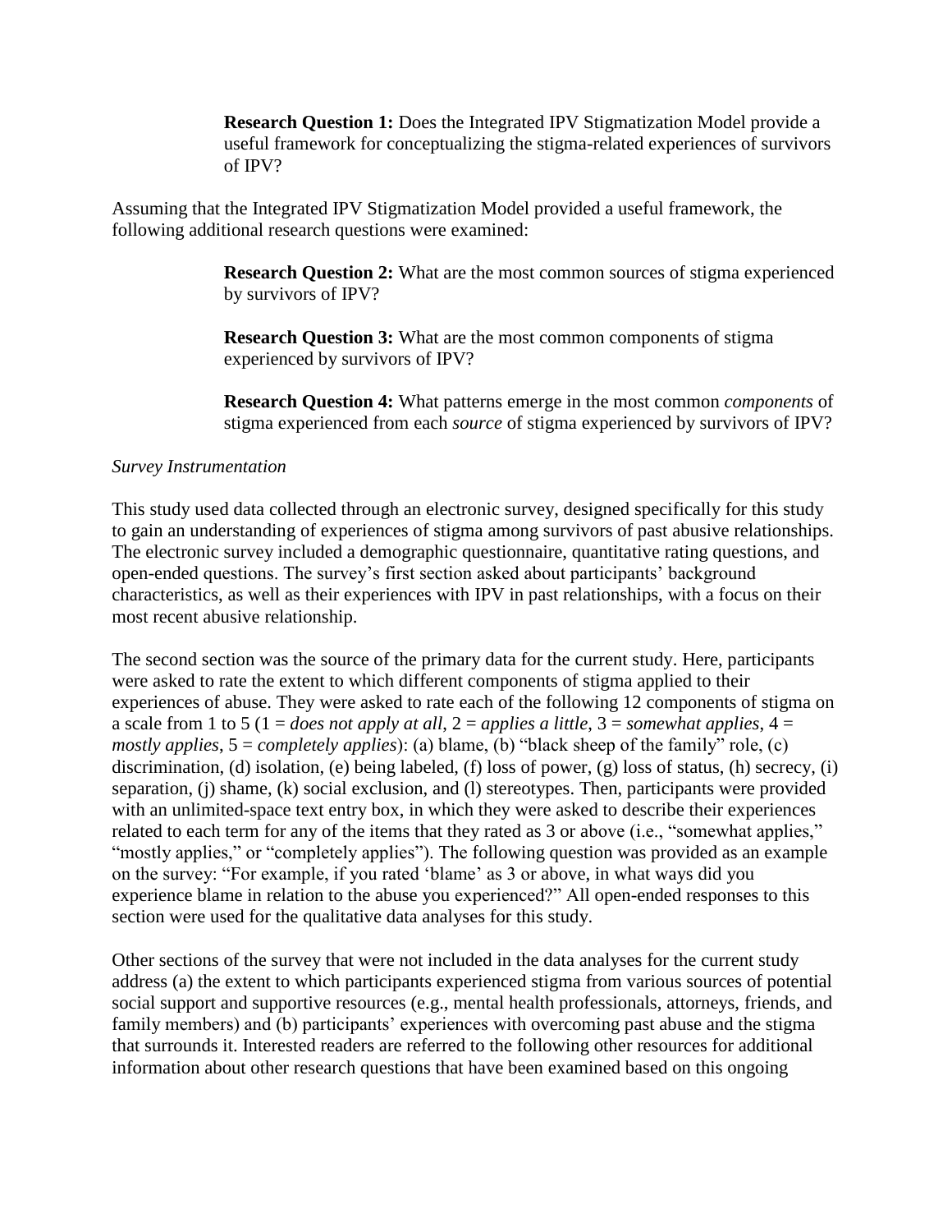> **Research Question 1:** Does the Integrated IPV Stigmatization Model provide a useful framework for conceptualizing the stigma-related experiences of survivors of IPV?

Assuming that the Integrated IPV Stigmatization Model provided a useful framework, the following additional research questions were examined:

> **Research Question 2:** What are the most common sources of stigma experienced by survivors of IPV?
>
> **Research Question 3:** What are the most common components of stigma experienced by survivors of IPV?
>
> **Research Question 4:** What patterns emerge in the most common *components* of stigma experienced from each *source* of stigma experienced by survivors of IPV?

*Survey Instrumentation*

This study used data collected through an electronic survey, designed specifically for this study to gain an understanding of experiences of stigma among survivors of past abusive relationships. The electronic survey included a demographic questionnaire, quantitative rating questions, and open-ended questions. The survey's first section asked about participants' background characteristics, as well as their experiences with IPV in past relationships, with a focus on their most recent abusive relationship.

The second section was the source of the primary data for the current study. Here, participants were asked to rate the extent to which different components of stigma applied to their experiences of abuse. They were asked to rate each of the following 12 components of stigma on a scale from 1 to 5 (1 = *does not apply at all*, 2 = *applies a little*, 3 = *somewhat applies*, 4 = *mostly applies*, 5 = *completely applies*): (a) blame, (b) "black sheep of the family" role, (c) discrimination, (d) isolation, (e) being labeled, (f) loss of power, (g) loss of status, (h) secrecy, (i) separation, (j) shame, (k) social exclusion, and (l) stereotypes. Then, participants were provided with an unlimited-space text entry box, in which they were asked to describe their experiences related to each term for any of the items that they rated as 3 or above (i.e., "somewhat applies," "mostly applies," or "completely applies"). The following question was provided as an example on the survey: "For example, if you rated 'blame' as 3 or above, in what ways did you experience blame in relation to the abuse you experienced?" All open-ended responses to this section were used for the qualitative data analyses for this study.

Other sections of the survey that were not included in the data analyses for the current study address (a) the extent to which participants experienced stigma from various sources of potential social support and supportive resources (e.g., mental health professionals, attorneys, friends, and family members) and (b) participants' experiences with overcoming past abuse and the stigma that surrounds it. Interested readers are referred to the following other resources for additional information about other research questions that have been examined based on this ongoing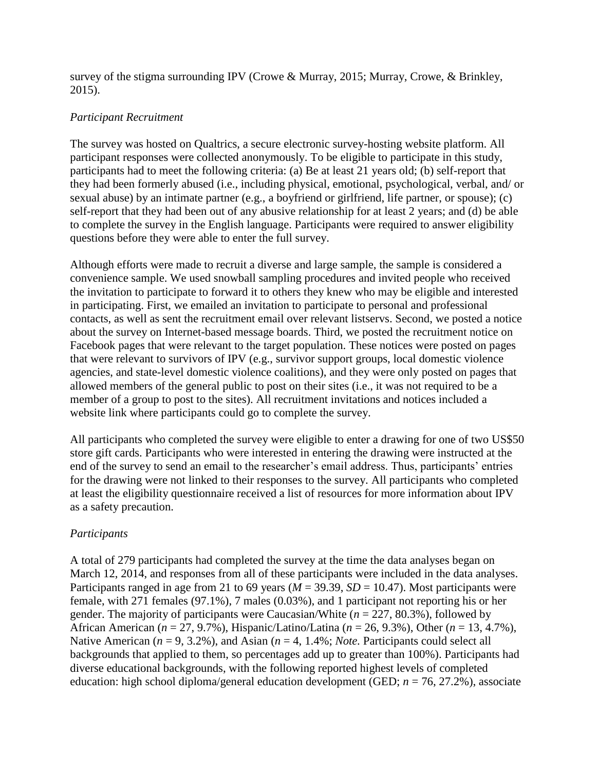survey of the stigma surrounding IPV (Crowe & Murray, 2015; Murray, Crowe, & Brinkley, 2015).

### *Participant Recruitment*

The survey was hosted on Qualtrics, a secure electronic survey-hosting website platform. All participant responses were collected anonymously. To be eligible to participate in this study, participants had to meet the following criteria: (a) Be at least 21 years old; (b) self-report that they had been formerly abused (i.e., including physical, emotional, psychological, verbal, and/ or sexual abuse) by an intimate partner (e.g., a boyfriend or girlfriend, life partner, or spouse); (c) self-report that they had been out of any abusive relationship for at least 2 years; and (d) be able to complete the survey in the English language. Participants were required to answer eligibility questions before they were able to enter the full survey.

Although efforts were made to recruit a diverse and large sample, the sample is considered a convenience sample. We used snowball sampling procedures and invited people who received the invitation to participate to forward it to others they knew who may be eligible and interested in participating. First, we emailed an invitation to participate to personal and professional contacts, as well as sent the recruitment email over relevant listservs. Second, we posted a notice about the survey on Internet-based message boards. Third, we posted the recruitment notice on Facebook pages that were relevant to the target population. These notices were posted on pages that were relevant to survivors of IPV (e.g., survivor support groups, local domestic violence agencies, and state-level domestic violence coalitions), and they were only posted on pages that allowed members of the general public to post on their sites (i.e., it was not required to be a member of a group to post to the sites). All recruitment invitations and notices included a website link where participants could go to complete the survey.

All participants who completed the survey were eligible to enter a drawing for one of two US$50 store gift cards. Participants who were interested in entering the drawing were instructed at the end of the survey to send an email to the researcher's email address. Thus, participants' entries for the drawing were not linked to their responses to the survey. All participants who completed at least the eligibility questionnaire received a list of resources for more information about IPV as a safety precaution.

### *Participants*

A total of 279 participants had completed the survey at the time the data analyses began on March 12, 2014, and responses from all of these participants were included in the data analyses. Participants ranged in age from 21 to 69 years ($M$ = 39.39, $SD$ = 10.47). Most participants were female, with 271 females (97.1%), 7 males (0.03%), and 1 participant not reporting his or her gender. The majority of participants were Caucasian/White ($n$ = 227, 80.3%), followed by African American ($n$ = 27, 9.7%), Hispanic/Latino/Latina ($n$ = 26, 9.3%), Other ($n$ = 13, 4.7%), Native American ($n$ = 9, 3.2%), and Asian ($n$ = 4, 1.4%; *Note*. Participants could select all backgrounds that applied to them, so percentages add up to greater than 100%). Participants had diverse educational backgrounds, with the following reported highest levels of completed education: high school diploma/general education development (GED; $n$ = 76, 27.2%), associate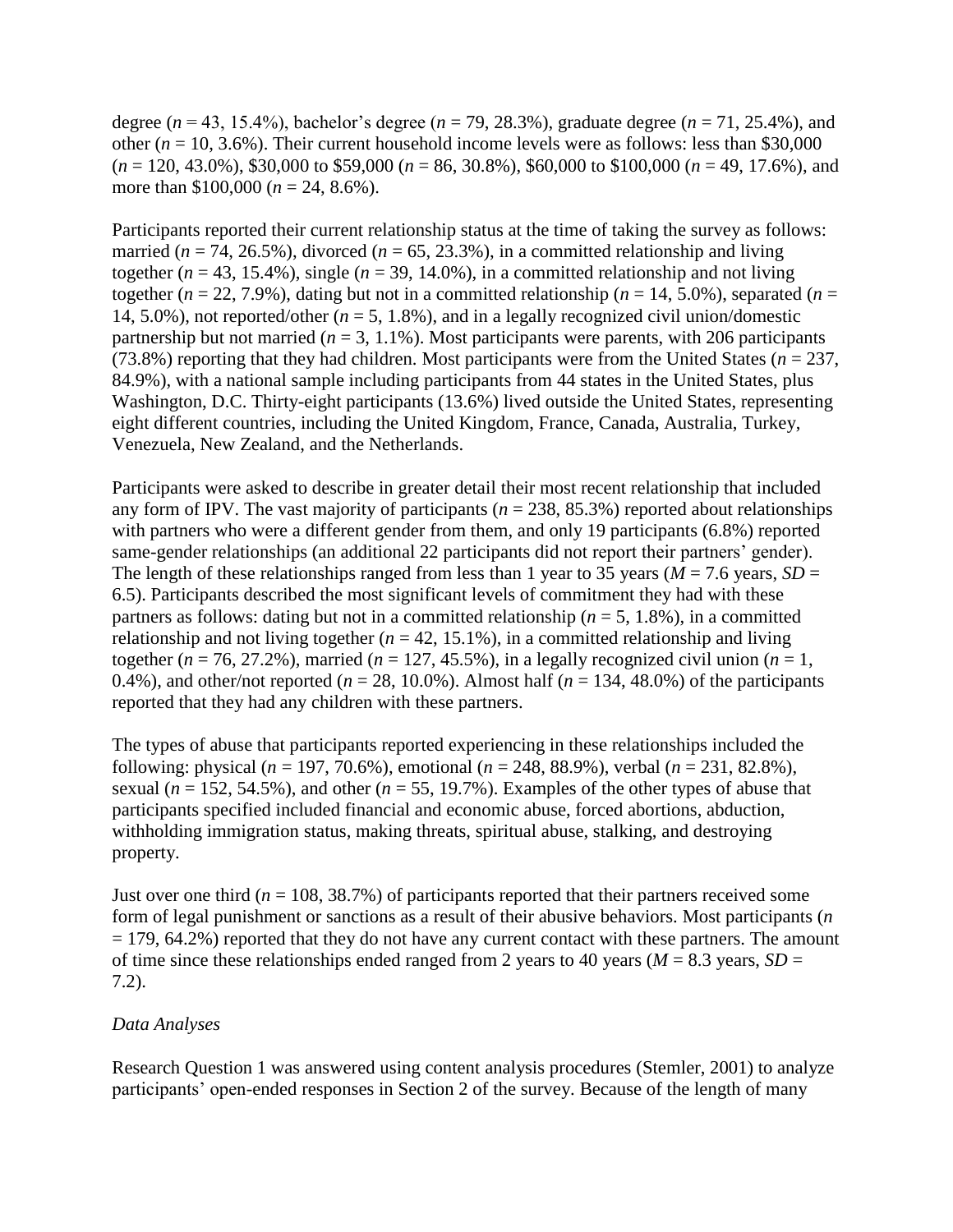degree (*n* = 43, 15.4%), bachelor's degree (*n* = 79, 28.3%), graduate degree (*n* = 71, 25.4%), and other (*n* = 10, 3.6%). Their current household income levels were as follows: less than $30,000 (*n* = 120, 43.0%), $30,000 to $59,000 (*n* = 86, 30.8%), $60,000 to $100,000 (*n* = 49, 17.6%), and more than $100,000 (*n* = 24, 8.6%).

Participants reported their current relationship status at the time of taking the survey as follows: married (*n* = 74, 26.5%), divorced (*n* = 65, 23.3%), in a committed relationship and living together (*n* = 43, 15.4%), single (*n* = 39, 14.0%), in a committed relationship and not living together (*n* = 22, 7.9%), dating but not in a committed relationship (*n* = 14, 5.0%), separated (*n* = 14, 5.0%), not reported/other (*n* = 5, 1.8%), and in a legally recognized civil union/domestic partnership but not married (*n* = 3, 1.1%). Most participants were parents, with 206 participants (73.8%) reporting that they had children. Most participants were from the United States (*n* = 237, 84.9%), with a national sample including participants from 44 states in the United States, plus Washington, D.C. Thirty-eight participants (13.6%) lived outside the United States, representing eight different countries, including the United Kingdom, France, Canada, Australia, Turkey, Venezuela, New Zealand, and the Netherlands.

Participants were asked to describe in greater detail their most recent relationship that included any form of IPV. The vast majority of participants (*n* = 238, 85.3%) reported about relationships with partners who were a different gender from them, and only 19 participants (6.8%) reported same-gender relationships (an additional 22 participants did not report their partners' gender). The length of these relationships ranged from less than 1 year to 35 years (*M* = 7.6 years, *SD* = 6.5). Participants described the most significant levels of commitment they had with these partners as follows: dating but not in a committed relationship (*n* = 5, 1.8%), in a committed relationship and not living together (*n* = 42, 15.1%), in a committed relationship and living together (*n* = 76, 27.2%), married (*n* = 127, 45.5%), in a legally recognized civil union (*n* = 1, 0.4%), and other/not reported (*n* = 28, 10.0%). Almost half (*n* = 134, 48.0%) of the participants reported that they had any children with these partners.

The types of abuse that participants reported experiencing in these relationships included the following: physical (*n* = 197, 70.6%), emotional (*n* = 248, 88.9%), verbal (*n* = 231, 82.8%), sexual (*n* = 152, 54.5%), and other (*n* = 55, 19.7%). Examples of the other types of abuse that participants specified included financial and economic abuse, forced abortions, abduction, withholding immigration status, making threats, spiritual abuse, stalking, and destroying property.

Just over one third (*n* = 108, 38.7%) of participants reported that their partners received some form of legal punishment or sanctions as a result of their abusive behaviors. Most participants (*n* = 179, 64.2%) reported that they do not have any current contact with these partners. The amount of time since these relationships ended ranged from 2 years to 40 years (*M* = 8.3 years, *SD* = 7.2).

### *Data Analyses*

Research Question 1 was answered using content analysis procedures (Stemler, 2001) to analyze participants' open-ended responses in Section 2 of the survey. Because of the length of many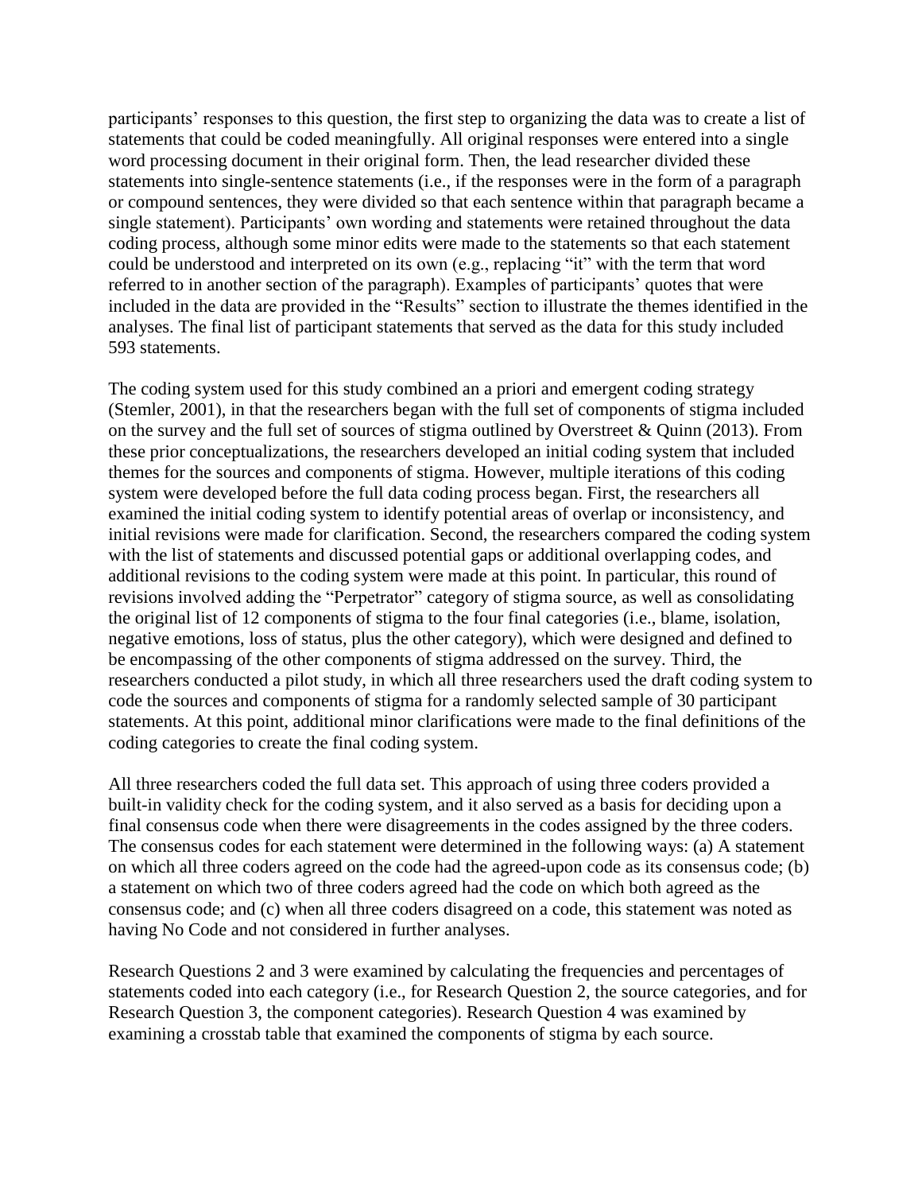participants' responses to this question, the first step to organizing the data was to create a list of statements that could be coded meaningfully. All original responses were entered into a single word processing document in their original form. Then, the lead researcher divided these statements into single-sentence statements (i.e., if the responses were in the form of a paragraph or compound sentences, they were divided so that each sentence within that paragraph became a single statement). Participants' own wording and statements were retained throughout the data coding process, although some minor edits were made to the statements so that each statement could be understood and interpreted on its own (e.g., replacing "it" with the term that word referred to in another section of the paragraph). Examples of participants' quotes that were included in the data are provided in the "Results" section to illustrate the themes identified in the analyses. The final list of participant statements that served as the data for this study included 593 statements.

The coding system used for this study combined an a priori and emergent coding strategy (Stemler, 2001), in that the researchers began with the full set of components of stigma included on the survey and the full set of sources of stigma outlined by Overstreet & Quinn (2013). From these prior conceptualizations, the researchers developed an initial coding system that included themes for the sources and components of stigma. However, multiple iterations of this coding system were developed before the full data coding process began. First, the researchers all examined the initial coding system to identify potential areas of overlap or inconsistency, and initial revisions were made for clarification. Second, the researchers compared the coding system with the list of statements and discussed potential gaps or additional overlapping codes, and additional revisions to the coding system were made at this point. In particular, this round of revisions involved adding the "Perpetrator" category of stigma source, as well as consolidating the original list of 12 components of stigma to the four final categories (i.e., blame, isolation, negative emotions, loss of status, plus the other category), which were designed and defined to be encompassing of the other components of stigma addressed on the survey. Third, the researchers conducted a pilot study, in which all three researchers used the draft coding system to code the sources and components of stigma for a randomly selected sample of 30 participant statements. At this point, additional minor clarifications were made to the final definitions of the coding categories to create the final coding system.

All three researchers coded the full data set. This approach of using three coders provided a built-in validity check for the coding system, and it also served as a basis for deciding upon a final consensus code when there were disagreements in the codes assigned by the three coders. The consensus codes for each statement were determined in the following ways: (a) A statement on which all three coders agreed on the code had the agreed-upon code as its consensus code; (b) a statement on which two of three coders agreed had the code on which both agreed as the consensus code; and (c) when all three coders disagreed on a code, this statement was noted as having No Code and not considered in further analyses.

Research Questions 2 and 3 were examined by calculating the frequencies and percentages of statements coded into each category (i.e., for Research Question 2, the source categories, and for Research Question 3, the component categories). Research Question 4 was examined by examining a crosstab table that examined the components of stigma by each source.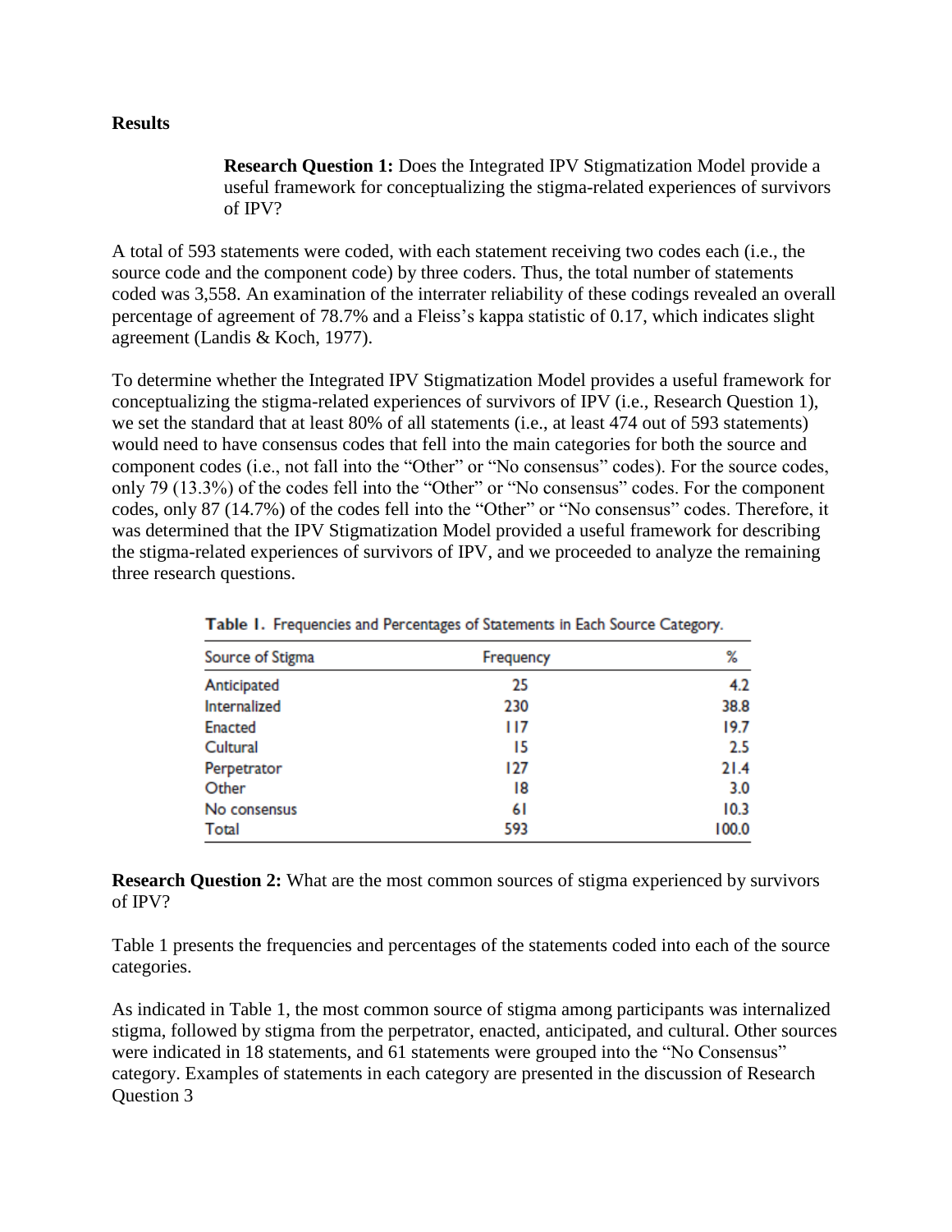## Results

> **Research Question 1:** Does the Integrated IPV Stigmatization Model provide a useful framework for conceptualizing the stigma-related experiences of survivors of IPV?

A total of 593 statements were coded, with each statement receiving two codes each (i.e., the source code and the component code) by three coders. Thus, the total number of statements coded was 3,558. An examination of the interrater reliability of these codings revealed an overall percentage of agreement of 78.7% and a Fleiss's kappa statistic of 0.17, which indicates slight agreement (Landis & Koch, 1977).

To determine whether the Integrated IPV Stigmatization Model provides a useful framework for conceptualizing the stigma-related experiences of survivors of IPV (i.e., Research Question 1), we set the standard that at least 80% of all statements (i.e., at least 474 out of 593 statements) would need to have consensus codes that fell into the main categories for both the source and component codes (i.e., not fall into the "Other" or "No consensus" codes). For the source codes, only 79 (13.3%) of the codes fell into the "Other" or "No consensus" codes. For the component codes, only 87 (14.7%) of the codes fell into the "Other" or "No consensus" codes. Therefore, it was determined that the IPV Stigmatization Model provided a useful framework for describing the stigma-related experiences of survivors of IPV, and we proceeded to analyze the remaining three research questions.

**Table 1.** Frequencies and Percentages of Statements in Each Source Category.

| Source of Stigma | Frequency | % |
| --- | --- | --- |
| Anticipated | 25 | 4.2 |
| Internalized | 230 | 38.8 |
| Enacted | 117 | 19.7 |
| Cultural | 15 | 2.5 |
| Perpetrator | 127 | 21.4 |
| Other | 18 | 3.0 |
| No consensus | 61 | 10.3 |
| Total | 593 | 100.0 |

**Research Question 2:** What are the most common sources of stigma experienced by survivors of IPV?

Table 1 presents the frequencies and percentages of the statements coded into each of the source categories.

As indicated in Table 1, the most common source of stigma among participants was internalized stigma, followed by stigma from the perpetrator, enacted, anticipated, and cultural. Other sources were indicated in 18 statements, and 61 statements were grouped into the "No Consensus" category. Examples of statements in each category are presented in the discussion of Research Question 3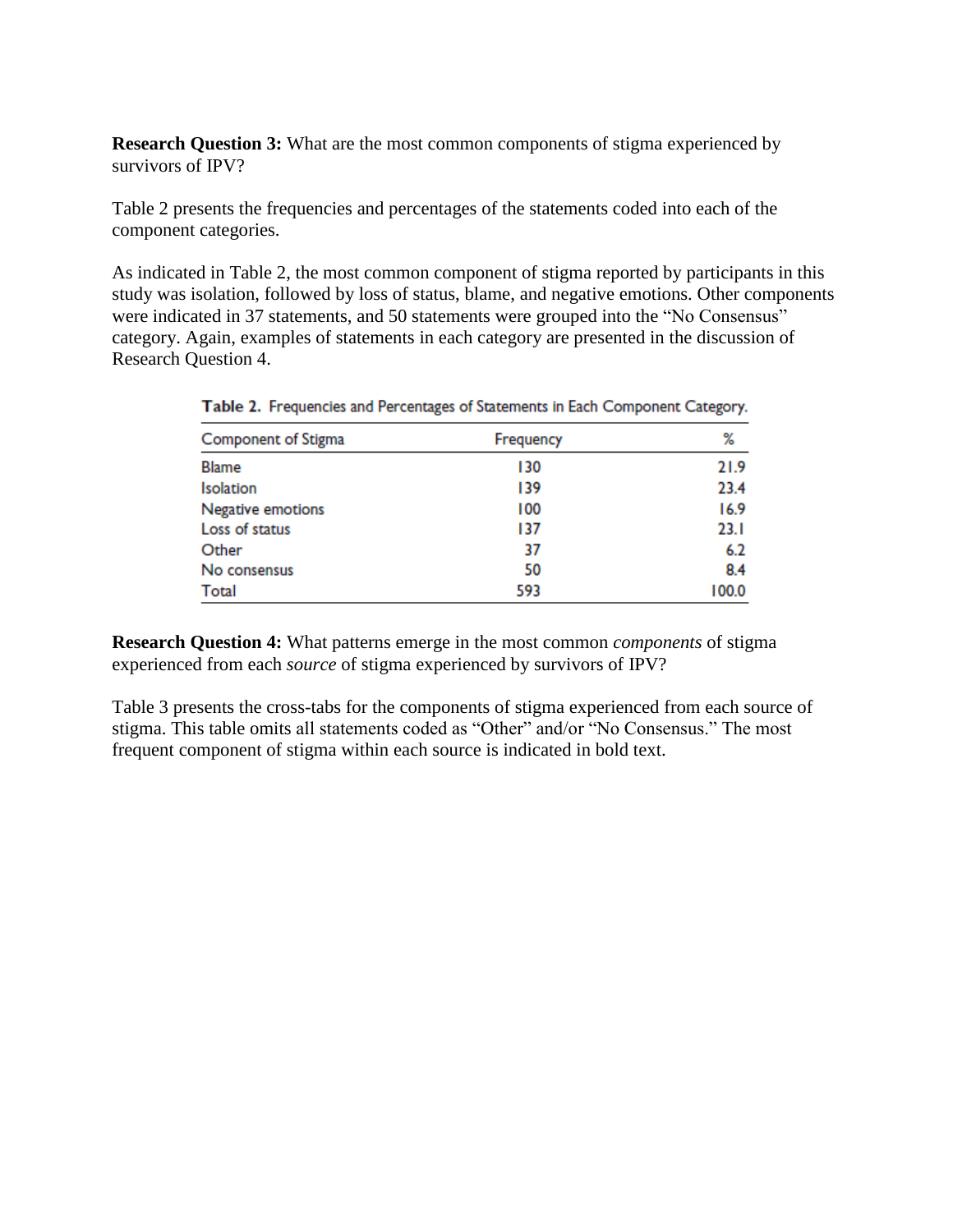**Research Question 3:** What are the most common components of stigma experienced by survivors of IPV?

Table 2 presents the frequencies and percentages of the statements coded into each of the component categories.

As indicated in Table 2, the most common component of stigma reported by participants in this study was isolation, followed by loss of status, blame, and negative emotions. Other components were indicated in 37 statements, and 50 statements were grouped into the "No Consensus" category. Again, examples of statements in each category are presented in the discussion of Research Question 4.

**Table 2.** Frequencies and Percentages of Statements in Each Component Category.

| Component of Stigma | Frequency | % |
|---|---|---|
| Blame | 130 | 21.9 |
| Isolation | 139 | 23.4 |
| Negative emotions | 100 | 16.9 |
| Loss of status | 137 | 23.1 |
| Other | 37 | 6.2 |
| No consensus | 50 | 8.4 |
| Total | 593 | 100.0 |

**Research Question 4:** What patterns emerge in the most common *components* of stigma experienced from each *source* of stigma experienced by survivors of IPV?

Table 3 presents the cross-tabs for the components of stigma experienced from each source of stigma. This table omits all statements coded as "Other" and/or "No Consensus." The most frequent component of stigma within each source is indicated in bold text.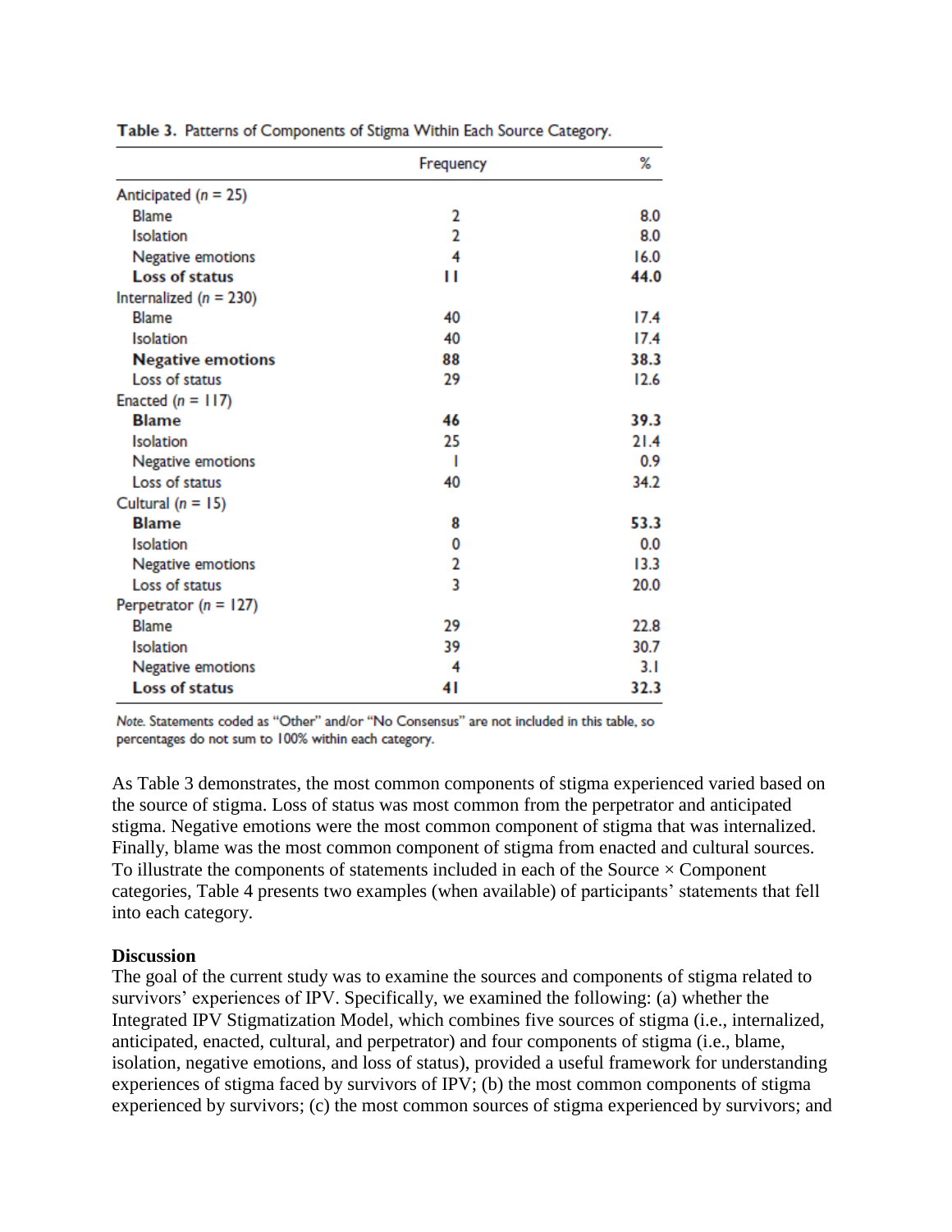Table 3. Patterns of Components of Stigma Within Each Source Category.

| | Frequency | % |
|---|---|---|
| Anticipated ($n$ = 25) | | |
| Blame | 2 | 8.0 |
| Isolation | 2 | 8.0 |
| Negative emotions | 4 | 16.0 |
| **Loss of status** | **11** | **44.0** |
| Internalized ($n$ = 230) | | |
| Blame | 40 | 17.4 |
| Isolation | 40 | 17.4 |
| **Negative emotions** | **88** | **38.3** |
| Loss of status | 29 | 12.6 |
| Enacted ($n$ = 117) | | |
| **Blame** | **46** | **39.3** |
| Isolation | 25 | 21.4 |
| Negative emotions | 1 | 0.9 |
| Loss of status | 40 | 34.2 |
| Cultural ($n$ = 15) | | |
| **Blame** | **8** | **53.3** |
| Isolation | 0 | 0.0 |
| Negative emotions | 2 | 13.3 |
| Loss of status | 3 | 20.0 |
| Perpetrator ($n$ = 127) | | |
| Blame | 29 | 22.8 |
| Isolation | 39 | 30.7 |
| Negative emotions | 4 | 3.1 |
| **Loss of status** | **41** | **32.3** |

*Note.* Statements coded as "Other" and/or "No Consensus" are not included in this table, so percentages do not sum to 100% within each category.

As Table 3 demonstrates, the most common components of stigma experienced varied based on the source of stigma. Loss of status was most common from the perpetrator and anticipated stigma. Negative emotions were the most common component of stigma that was internalized. Finally, blame was the most common component of stigma from enacted and cultural sources. To illustrate the components of statements included in each of the Source × Component categories, Table 4 presents two examples (when available) of participants' statements that fell into each category.

**Discussion**

The goal of the current study was to examine the sources and components of stigma related to survivors' experiences of IPV. Specifically, we examined the following: (a) whether the Integrated IPV Stigmatization Model, which combines five sources of stigma (i.e., internalized, anticipated, enacted, cultural, and perpetrator) and four components of stigma (i.e., blame, isolation, negative emotions, and loss of status), provided a useful framework for understanding experiences of stigma faced by survivors of IPV; (b) the most common components of stigma experienced by survivors; (c) the most common sources of stigma experienced by survivors; and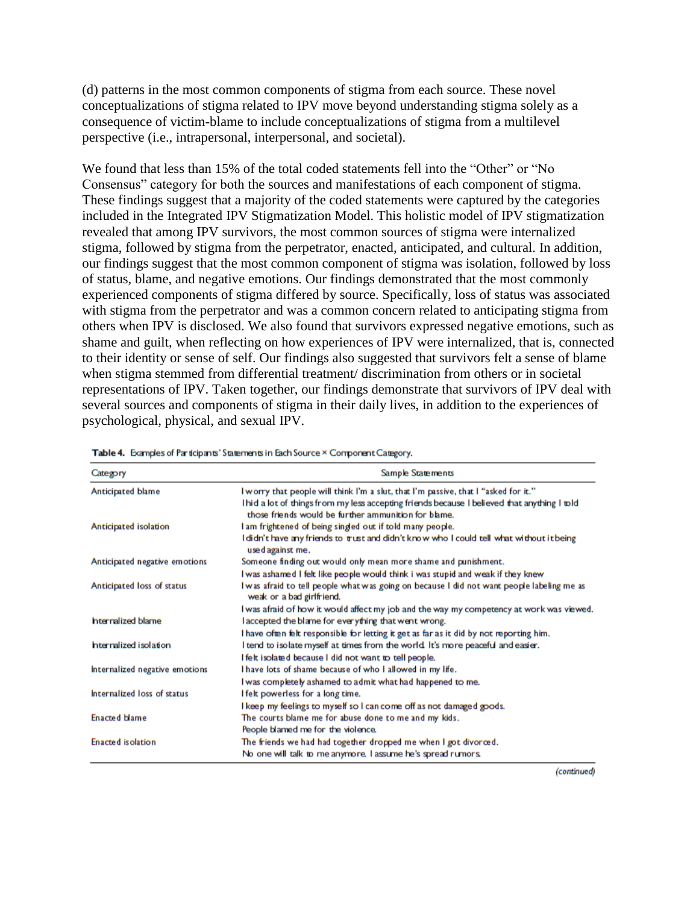(d) patterns in the most common components of stigma from each source. These novel conceptualizations of stigma related to IPV move beyond understanding stigma solely as a consequence of victim-blame to include conceptualizations of stigma from a multilevel perspective (i.e., intrapersonal, interpersonal, and societal).

We found that less than 15% of the total coded statements fell into the "Other" or "No Consensus" category for both the sources and manifestations of each component of stigma. These findings suggest that a majority of the coded statements were captured by the categories included in the Integrated IPV Stigmatization Model. This holistic model of IPV stigmatization revealed that among IPV survivors, the most common sources of stigma were internalized stigma, followed by stigma from the perpetrator, enacted, anticipated, and cultural. In addition, our findings suggest that the most common component of stigma was isolation, followed by loss of status, blame, and negative emotions. Our findings demonstrated that the most commonly experienced components of stigma differed by source. Specifically, loss of status was associated with stigma from the perpetrator and was a common concern related to anticipating stigma from others when IPV is disclosed. We also found that survivors expressed negative emotions, such as shame and guilt, when reflecting on how experiences of IPV were internalized, that is, connected to their identity or sense of self. Our findings also suggested that survivors felt a sense of blame when stigma stemmed from differential treatment/ discrimination from others or in societal representations of IPV. Taken together, our findings demonstrate that survivors of IPV deal with several sources and components of stigma in their daily lives, in addition to the experiences of psychological, physical, and sexual IPV.

**Table 4.** Examples of Participants' Statements in Each Source × Component Category.

| Category | Sample Statements |
|---|---|
| Anticipated blame | I worry that people will think I'm a slut, that I'm passive, that I "asked for it." |
| | I hid a lot of things from my less accepting friends because I believed that anything I told those friends would be further ammunition for blame. |
| Anticipated isolation | I am frightened of being singled out if told many people. |
| | I didn't have any friends to trust and didn't know who I could tell what without it being used against me. |
| Anticipated negative emotions | Someone finding out would only mean more shame and punishment. |
| | I was ashamed I felt like people would think i was stupid and weak if they knew |
| Anticipated loss of status | I was afraid to tell people what was going on because I did not want people labeling me as weak or a bad girlfriend. |
| | I was afraid of how it would affect my job and the way my competency at work was viewed. |
| Internalized blame | I accepted the blame for everything that went wrong. |
| | I have often felt responsible for letting it get as far as it did by not reporting him. |
| Internalized isolation | I tend to isolate myself at times from the world. It's more peaceful and easier. |
| | I felt isolated because I did not want to tell people. |
| Internalized negative emotions | I have lots of shame because of who I allowed in my life. |
| | I was completely ashamed to admit what had happened to me. |
| Internalized loss of status | I felt powerless for a long time. |
| | I keep my feelings to myself so I can come off as not damaged goods. |
| Enacted blame | The courts blame me for abuse done to me and my kids. |
| | People blamed me for the violence. |
| Enacted isolation | The friends we had had together dropped me when I got divorced. |
| | No one will talk to me anymore. I assume he's spread rumors. |

(continued)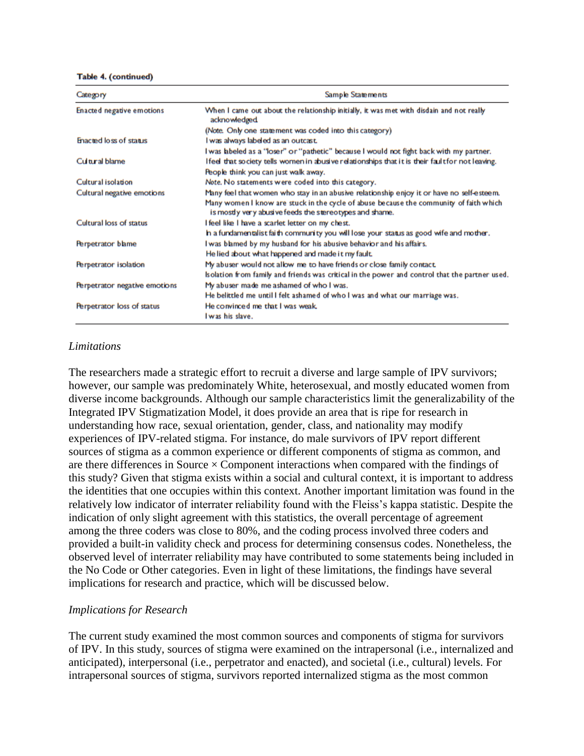**Table 4. (continued)**

| Category | Sample Statements |
|---|---|
| Enacted negative emotions | When I came out about the relationship initially, it was met with disdain and not really acknowledged. |
| | (Note. Only one statement was coded into this category) |
| Enacted loss of status | I was always labeled as an outcast. |
| | I was labeled as a "loser" or "pathetic" because I would not fight back with my partner. |
| Cultural blame | I feel that society tells women in abusive relationships that it is their fault for not leaving. |
| | People think you can just walk away. |
| Cultural isolation | *Note.* No statements were coded into this category. |
| Cultural negative emotions | Many feel that women who stay in an abusive relationship enjoy it or have no self-esteem. |
| | Many women I know are stuck in the cycle of abuse because the community of faith which is mostly very abusive feeds the stereotypes and shame. |
| Cultural loss of status | I feel like I have a scarlet letter on my chest. |
| | In a fundamentalist faith community you will lose your status as good wife and mother. |
| Perpetrator blame | I was blamed by my husband for his abusive behavior and his affairs. |
| | He lied about what happened and made it my fault. |
| Perpetrator isolation | My abuser would not allow me to have friends or close family contact. |
| | Isolation from family and friends was critical in the power and control that the partner used. |
| Perpetrator negative emotions | My abuser made me ashamed of who I was. |
| | He belittled me until I felt ashamed of who I was and what our marriage was. |
| Perpetrator loss of status | He convinced me that I was weak. |
| | I was his slave. |

### *Limitations*

The researchers made a strategic effort to recruit a diverse and large sample of IPV survivors; however, our sample was predominately White, heterosexual, and mostly educated women from diverse income backgrounds. Although our sample characteristics limit the generalizability of the Integrated IPV Stigmatization Model, it does provide an area that is ripe for research in understanding how race, sexual orientation, gender, class, and nationality may modify experiences of IPV-related stigma. For instance, do male survivors of IPV report different sources of stigma as a common experience or different components of stigma as common, and are there differences in Source × Component interactions when compared with the findings of this study? Given that stigma exists within a social and cultural context, it is important to address the identities that one occupies within this context. Another important limitation was found in the relatively low indicator of interrater reliability found with the Fleiss's kappa statistic. Despite the indication of only slight agreement with this statistics, the overall percentage of agreement among the three coders was close to 80%, and the coding process involved three coders and provided a built-in validity check and process for determining consensus codes. Nonetheless, the observed level of interrater reliability may have contributed to some statements being included in the No Code or Other categories. Even in light of these limitations, the findings have several implications for research and practice, which will be discussed below.

### *Implications for Research*

The current study examined the most common sources and components of stigma for survivors of IPV. In this study, sources of stigma were examined on the intrapersonal (i.e., internalized and anticipated), interpersonal (i.e., perpetrator and enacted), and societal (i.e., cultural) levels. For intrapersonal sources of stigma, survivors reported internalized stigma as the most common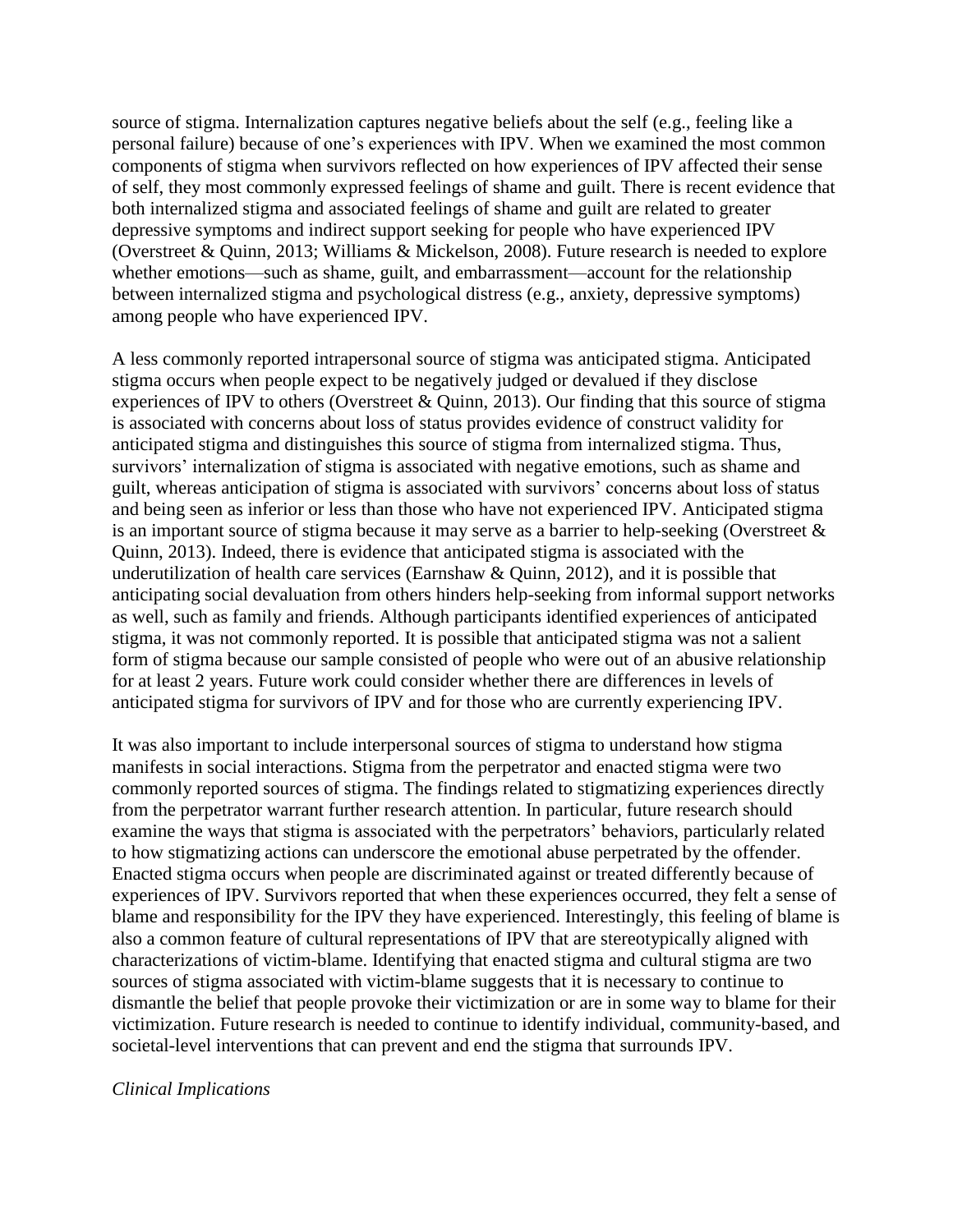source of stigma. Internalization captures negative beliefs about the self (e.g., feeling like a personal failure) because of one's experiences with IPV. When we examined the most common components of stigma when survivors reflected on how experiences of IPV affected their sense of self, they most commonly expressed feelings of shame and guilt. There is recent evidence that both internalized stigma and associated feelings of shame and guilt are related to greater depressive symptoms and indirect support seeking for people who have experienced IPV (Overstreet & Quinn, 2013; Williams & Mickelson, 2008). Future research is needed to explore whether emotions—such as shame, guilt, and embarrassment—account for the relationship between internalized stigma and psychological distress (e.g., anxiety, depressive symptoms) among people who have experienced IPV.

A less commonly reported intrapersonal source of stigma was anticipated stigma. Anticipated stigma occurs when people expect to be negatively judged or devalued if they disclose experiences of IPV to others (Overstreet & Quinn, 2013). Our finding that this source of stigma is associated with concerns about loss of status provides evidence of construct validity for anticipated stigma and distinguishes this source of stigma from internalized stigma. Thus, survivors' internalization of stigma is associated with negative emotions, such as shame and guilt, whereas anticipation of stigma is associated with survivors' concerns about loss of status and being seen as inferior or less than those who have not experienced IPV. Anticipated stigma is an important source of stigma because it may serve as a barrier to help-seeking (Overstreet & Quinn, 2013). Indeed, there is evidence that anticipated stigma is associated with the underutilization of health care services (Earnshaw & Quinn, 2012), and it is possible that anticipating social devaluation from others hinders help-seeking from informal support networks as well, such as family and friends. Although participants identified experiences of anticipated stigma, it was not commonly reported. It is possible that anticipated stigma was not a salient form of stigma because our sample consisted of people who were out of an abusive relationship for at least 2 years. Future work could consider whether there are differences in levels of anticipated stigma for survivors of IPV and for those who are currently experiencing IPV.

It was also important to include interpersonal sources of stigma to understand how stigma manifests in social interactions. Stigma from the perpetrator and enacted stigma were two commonly reported sources of stigma. The findings related to stigmatizing experiences directly from the perpetrator warrant further research attention. In particular, future research should examine the ways that stigma is associated with the perpetrators' behaviors, particularly related to how stigmatizing actions can underscore the emotional abuse perpetrated by the offender. Enacted stigma occurs when people are discriminated against or treated differently because of experiences of IPV. Survivors reported that when these experiences occurred, they felt a sense of blame and responsibility for the IPV they have experienced. Interestingly, this feeling of blame is also a common feature of cultural representations of IPV that are stereotypically aligned with characterizations of victim-blame. Identifying that enacted stigma and cultural stigma are two sources of stigma associated with victim-blame suggests that it is necessary to continue to dismantle the belief that people provoke their victimization or are in some way to blame for their victimization. Future research is needed to continue to identify individual, community-based, and societal-level interventions that can prevent and end the stigma that surrounds IPV.

*Clinical Implications*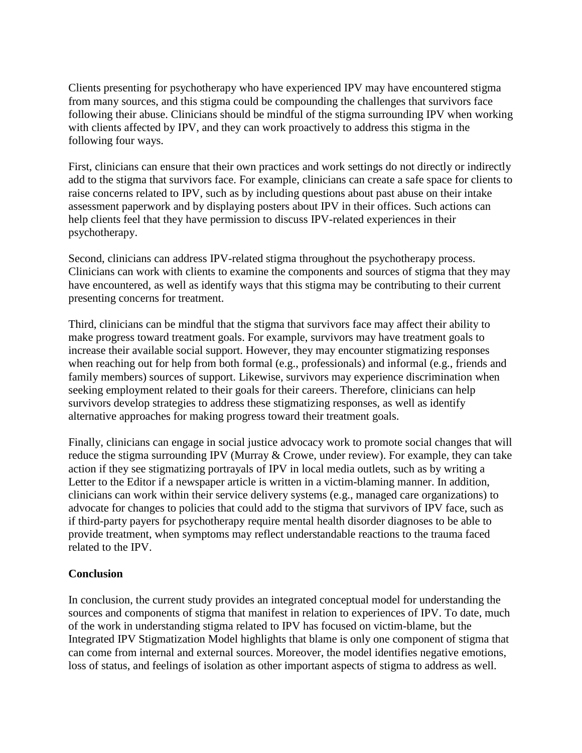Clients presenting for psychotherapy who have experienced IPV may have encountered stigma from many sources, and this stigma could be compounding the challenges that survivors face following their abuse. Clinicians should be mindful of the stigma surrounding IPV when working with clients affected by IPV, and they can work proactively to address this stigma in the following four ways.

First, clinicians can ensure that their own practices and work settings do not directly or indirectly add to the stigma that survivors face. For example, clinicians can create a safe space for clients to raise concerns related to IPV, such as by including questions about past abuse on their intake assessment paperwork and by displaying posters about IPV in their offices. Such actions can help clients feel that they have permission to discuss IPV-related experiences in their psychotherapy.

Second, clinicians can address IPV-related stigma throughout the psychotherapy process. Clinicians can work with clients to examine the components and sources of stigma that they may have encountered, as well as identify ways that this stigma may be contributing to their current presenting concerns for treatment.

Third, clinicians can be mindful that the stigma that survivors face may affect their ability to make progress toward treatment goals. For example, survivors may have treatment goals to increase their available social support. However, they may encounter stigmatizing responses when reaching out for help from both formal (e.g., professionals) and informal (e.g., friends and family members) sources of support. Likewise, survivors may experience discrimination when seeking employment related to their goals for their careers. Therefore, clinicians can help survivors develop strategies to address these stigmatizing responses, as well as identify alternative approaches for making progress toward their treatment goals.

Finally, clinicians can engage in social justice advocacy work to promote social changes that will reduce the stigma surrounding IPV (Murray & Crowe, under review). For example, they can take action if they see stigmatizing portrayals of IPV in local media outlets, such as by writing a Letter to the Editor if a newspaper article is written in a victim-blaming manner. In addition, clinicians can work within their service delivery systems (e.g., managed care organizations) to advocate for changes to policies that could add to the stigma that survivors of IPV face, such as if third-party payers for psychotherapy require mental health disorder diagnoses to be able to provide treatment, when symptoms may reflect understandable reactions to the trauma faced related to the IPV.

## Conclusion

In conclusion, the current study provides an integrated conceptual model for understanding the sources and components of stigma that manifest in relation to experiences of IPV. To date, much of the work in understanding stigma related to IPV has focused on victim-blame, but the Integrated IPV Stigmatization Model highlights that blame is only one component of stigma that can come from internal and external sources. Moreover, the model identifies negative emotions, loss of status, and feelings of isolation as other important aspects of stigma to address as well.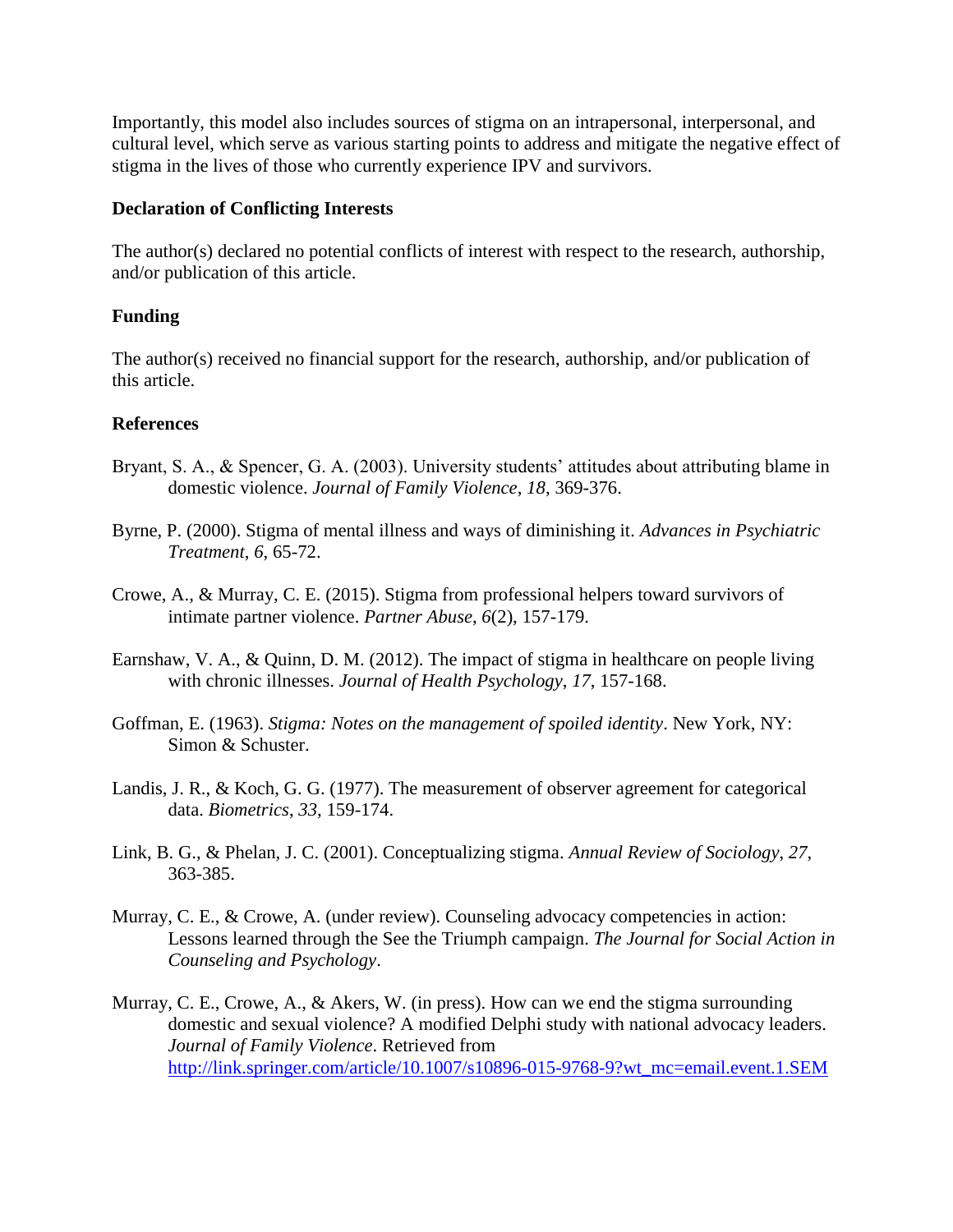Importantly, this model also includes sources of stigma on an intrapersonal, interpersonal, and cultural level, which serve as various starting points to address and mitigate the negative effect of stigma in the lives of those who currently experience IPV and survivors.

### Declaration of Conflicting Interests

The author(s) declared no potential conflicts of interest with respect to the research, authorship, and/or publication of this article.

### Funding

The author(s) received no financial support for the research, authorship, and/or publication of this article.

### References

Bryant, S. A., & Spencer, G. A. (2003). University students' attitudes about attributing blame in domestic violence. *Journal of Family Violence*, *18*, 369-376.

Byrne, P. (2000). Stigma of mental illness and ways of diminishing it. *Advances in Psychiatric Treatment*, *6*, 65-72.

Crowe, A., & Murray, C. E. (2015). Stigma from professional helpers toward survivors of intimate partner violence. *Partner Abuse*, *6*(2), 157-179.

Earnshaw, V. A., & Quinn, D. M. (2012). The impact of stigma in healthcare on people living with chronic illnesses. *Journal of Health Psychology*, *17*, 157-168.

Goffman, E. (1963). *Stigma: Notes on the management of spoiled identity*. New York, NY: Simon & Schuster.

Landis, J. R., & Koch, G. G. (1977). The measurement of observer agreement for categorical data. *Biometrics*, *33*, 159-174.

Link, B. G., & Phelan, J. C. (2001). Conceptualizing stigma. *Annual Review of Sociology*, *27*, 363-385.

Murray, C. E., & Crowe, A. (under review). Counseling advocacy competencies in action: Lessons learned through the See the Triumph campaign. *The Journal for Social Action in Counseling and Psychology*.

Murray, C. E., Crowe, A., & Akers, W. (in press). How can we end the stigma surrounding domestic and sexual violence? A modified Delphi study with national advocacy leaders. *Journal of Family Violence*. Retrieved from http://link.springer.com/article/10.1007/s10896-015-9768-9?wt_mc=email.event.1.SEM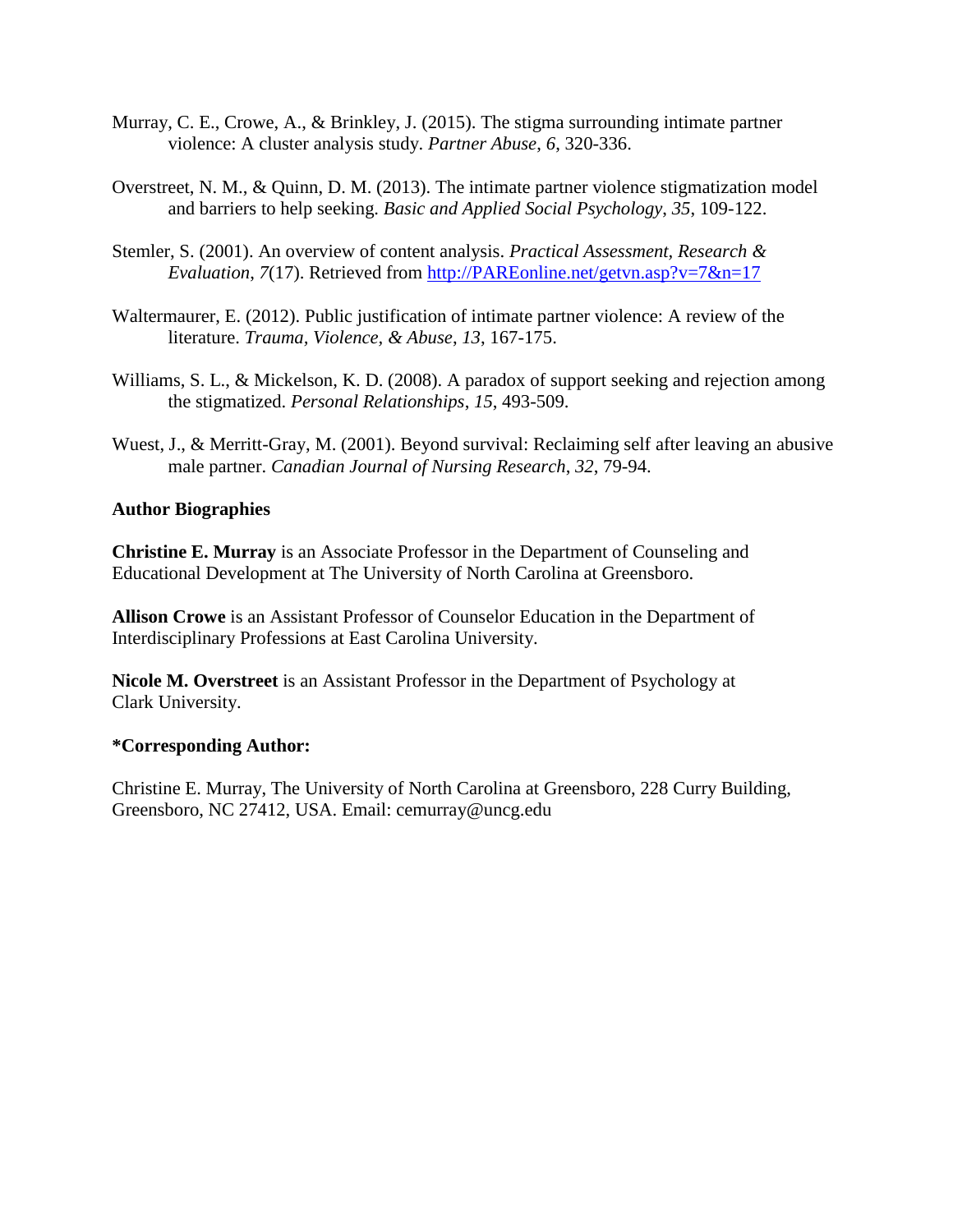Murray, C. E., Crowe, A., & Brinkley, J. (2015). The stigma surrounding intimate partner violence: A cluster analysis study. *Partner Abuse*, *6*, 320-336.

Overstreet, N. M., & Quinn, D. M. (2013). The intimate partner violence stigmatization model and barriers to help seeking. *Basic and Applied Social Psychology*, *35*, 109-122.

Stemler, S. (2001). An overview of content analysis. *Practical Assessment, Research & Evaluation*, *7*(17). Retrieved from http://PAREonline.net/getvn.asp?v=7&n=17

Waltermaurer, E. (2012). Public justification of intimate partner violence: A review of the literature. *Trauma, Violence, & Abuse*, *13*, 167-175.

Williams, S. L., & Mickelson, K. D. (2008). A paradox of support seeking and rejection among the stigmatized. *Personal Relationships*, *15*, 493-509.

Wuest, J., & Merritt-Gray, M. (2001). Beyond survival: Reclaiming self after leaving an abusive male partner. *Canadian Journal of Nursing Research*, *32*, 79-94.

**Author Biographies**

**Christine E. Murray** is an Associate Professor in the Department of Counseling and Educational Development at The University of North Carolina at Greensboro.

**Allison Crowe** is an Assistant Professor of Counselor Education in the Department of Interdisciplinary Professions at East Carolina University.

**Nicole M. Overstreet** is an Assistant Professor in the Department of Psychology at Clark University.

**\*Corresponding Author:**

Christine E. Murray, The University of North Carolina at Greensboro, 228 Curry Building, Greensboro, NC 27412, USA. Email: cemurray@uncg.edu